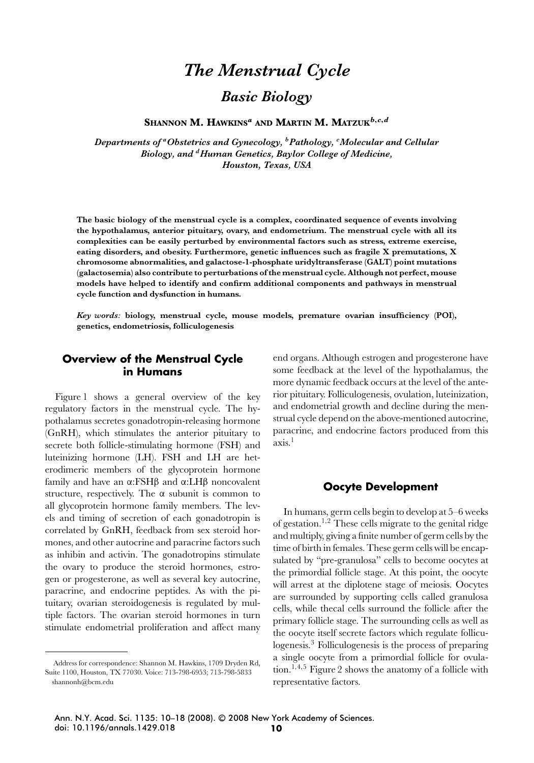# The Menstrual Cycle

## Basic Biology

**Shannon M. Hawkins**[a] **and Martin M. Matzuk**[b,c,d]

*Departments of [a]Obstetrics and Gynecology, [b]Pathology, [c]Molecular and Cellular Biology, and [d]Human Genetics, Baylor College of Medicine, Houston, Texas, USA*

**The basic biology of the menstrual cycle is a complex, coordinated sequence of events involving the hypothalamus, anterior pituitary, ovary, and endometrium. The menstrual cycle with all its complexities can be easily perturbed by environmental factors such as stress, extreme exercise, eating disorders, and obesity. Furthermore, genetic influences such as fragile X premutations, X chromosome abnormalities, and galactose-1-phosphate uridyltransferase (GALT) point mutations (galactosemia) also contribute to perturbations of the menstrual cycle. Although not perfect, mouse models have helped to identify and confirm additional components and pathways in menstrual cycle function and dysfunction in humans.**

*Key words:* **biology, menstrual cycle, mouse models, premature ovarian insufficiency (POI), genetics, endometriosis, folliculogenesis**

## Overview of the Menstrual Cycle in Humans

Figure 1 shows a general overview of the key regulatory factors in the menstrual cycle. The hypothalamus secretes gonadotropin-releasing hormone (GnRH), which stimulates the anterior pituitary to secrete both follicle-stimulating hormone (FSH) and luteinizing hormone (LH). FSH and LH are heterodimeric members of the glycoprotein hormone family and have an α:FSHβ and α:LHβ noncovalent structure, respectively. The α subunit is common to all glycoprotein hormone family members. The levels and timing of secretion of each gonadotropin is correlated by GnRH, feedback from sex steroid hormones, and other autocrine and paracrine factors such as inhibin and activin. The gonadotropins stimulate the ovary to produce the steroid hormones, estrogen or progesterone, as well as several key autocrine, paracrine, and endocrine peptides. As with the pituitary, ovarian steroidogenesis is regulated by multiple factors. The ovarian steroid hormones in turn stimulate endometrial proliferation and affect many end organs. Although estrogen and progesterone have some feedback at the level of the hypothalamus, the more dynamic feedback occurs at the level of the anterior pituitary. Folliculogenesis, ovulation, luteinization, and endometrial growth and decline during the menstrual cycle depend on the above-mentioned autocrine, paracrine, and endocrine factors produced from this axis.[1]

## Oocyte Development

In humans, germ cells begin to develop at 5–6 weeks of gestation.[1,2] These cells migrate to the genital ridge and multiply, giving a finite number of germ cells by the time of birth in females. These germ cells will be encapsulated by "pre-granulosa" cells to become oocytes at the primordial follicle stage. At this point, the oocyte will arrest at the diplotene stage of meiosis. Oocytes are surrounded by supporting cells called granulosa cells, while thecal cells surround the follicle after the primary follicle stage. The surrounding cells as well as the oocyte itself secrete factors which regulate folliculogenesis.[3] Folliculogenesis is the process of preparing a single oocyte from a primordial follicle for ovulation.[1,4,5] Figure 2 shows the anatomy of a follicle with representative factors.

Address for correspondence: Shannon M. Hawkins, 1709 Dryden Rd, Suite 1100, Houston, TX 77030. Voice: 713-798-6953; 713-798-5833 shannonh@bcm.edu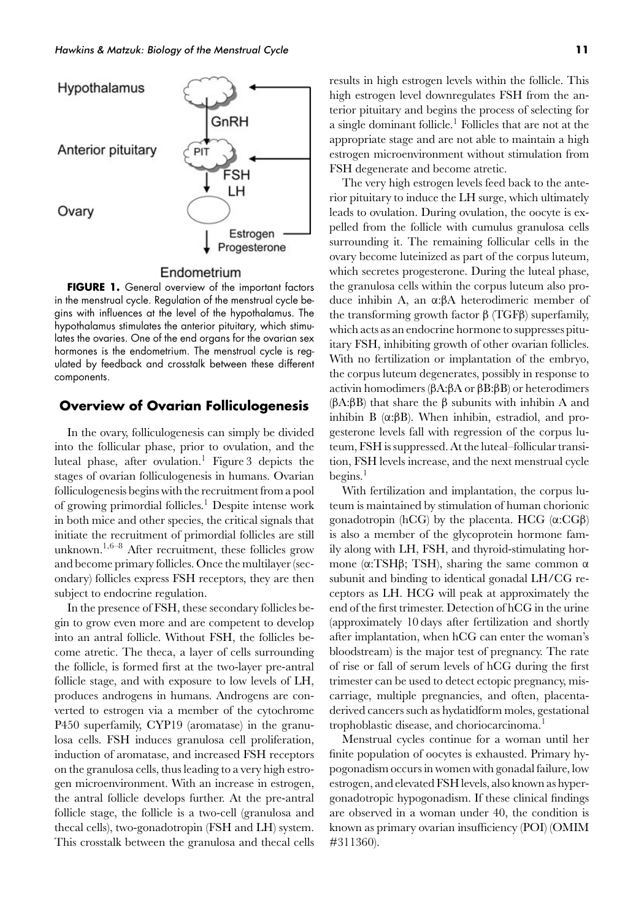Hypothalamus

GnRH

Anterior pituitary

PIT

FSH

LH

Ovary

Estrogen

Progesterone

Endometrium

**FIGURE 1.** General overview of the important factors in the menstrual cycle. Regulation of the menstrual cycle begins with influences at the level of the hypothalamus. The hypothalamus stimulates the anterior pituitary, which stimulates the ovaries. One of the end organs for the ovarian sex hormones is the endometrium. The menstrual cycle is regulated by feedback and crosstalk between these different components.

## Overview of Ovarian Folliculogenesis

In the ovary, folliculogenesis can simply be divided into the follicular phase, prior to ovulation, and the luteal phase, after ovulation.[1] Figure 3 depicts the stages of ovarian folliculogenesis in humans. Ovarian folliculogenesis begins with the recruitment from a pool of growing primordial follicles.[1] Despite intense work in both mice and other species, the critical signals that initiate the recruitment of primordial follicles are still unknown.[1,6–8] After recruitment, these follicles grow and become primary follicles. Once the multilayer (secondary) follicles express FSH receptors, they are then subject to endocrine regulation.

In the presence of FSH, these secondary follicles begin to grow even more and are competent to develop into an antral follicle. Without FSH, the follicles become atretic. The theca, a layer of cells surrounding the follicle, is formed first at the two-layer pre-antral follicle stage, and with exposure to low levels of LH, produces androgens in humans. Androgens are converted to estrogen via a member of the cytochrome P450 superfamily, CYP19 (aromatase) in the granulosa cells. FSH induces granulosa cell proliferation, induction of aromatase, and increased FSH receptors on the granulosa cells, thus leading to a very high estrogen microenvironment. With an increase in estrogen, the antral follicle develops further. At the pre-antral follicle stage, the follicle is a two-cell (granulosa and thecal cells), two-gonadotropin (FSH and LH) system. This crosstalk between the granulosa and thecal cells results in high estrogen levels within the follicle. This high estrogen level downregulates FSH from the anterior pituitary and begins the process of selecting for a single dominant follicle.[1] Follicles that are not at the appropriate stage and are not able to maintain a high estrogen microenvironment without stimulation from FSH degenerate and become atretic.

The very high estrogen levels feed back to the anterior pituitary to induce the LH surge, which ultimately leads to ovulation. During ovulation, the oocyte is expelled from the follicle with cumulus granulosa cells surrounding it. The remaining follicular cells in the ovary become luteinized as part of the corpus luteum, which secretes progesterone. During the luteal phase, the granulosa cells within the corpus luteum also produce inhibin A, an $\alpha$:$\beta$A heterodimeric member of the transforming growth factor $\beta$ (TGF$\beta$) superfamily, which acts as an endocrine hormone to suppresses pituitary FSH, inhibiting growth of other ovarian follicles. With no fertilization or implantation of the embryo, the corpus luteum degenerates, possibly in response to activin homodimers ($\beta$A:$\beta$A or $\beta$B:$\beta$B) or heterodimers ($\beta$A:$\beta$B) that share the $\beta$ subunits with inhibin A and inhibin B ($\alpha$:$\beta$B). When inhibin, estradiol, and progesterone levels fall with regression of the corpus luteum, FSH is suppressed. At the luteal–follicular transition, FSH levels increase, and the next menstrual cycle begins.[1]

With fertilization and implantation, the corpus luteum is maintained by stimulation of human chorionic gonadotropin (hCG) by the placenta. HCG ($\alpha$:CG$\beta$) is also a member of the glycoprotein hormone family along with LH, FSH, and thyroid-stimulating hormone ($\alpha$:TSH$\beta$; TSH), sharing the same common $\alpha$ subunit and binding to identical gonadal LH/CG receptors as LH. HCG will peak at approximately the end of the first trimester. Detection of hCG in the urine (approximately 10 days after fertilization and shortly after implantation, when hCG can enter the woman's bloodstream) is the major test of pregnancy. The rate of rise or fall of serum levels of hCG during the first trimester can be used to detect ectopic pregnancy, miscarriage, multiple pregnancies, and often, placenta-derived cancers such as hydatidform moles, gestational trophoblastic disease, and choriocarcinoma.[1]

Menstrual cycles continue for a woman until her finite population of oocytes is exhausted. Primary hypogonadism occurs in women with gonadal failure, low estrogen, and elevated FSH levels, also known as hypergonadotropic hypogonadism. If these clinical findings are observed in a woman under 40, the condition is known as primary ovarian insufficiency (POI) (OMIM #311360).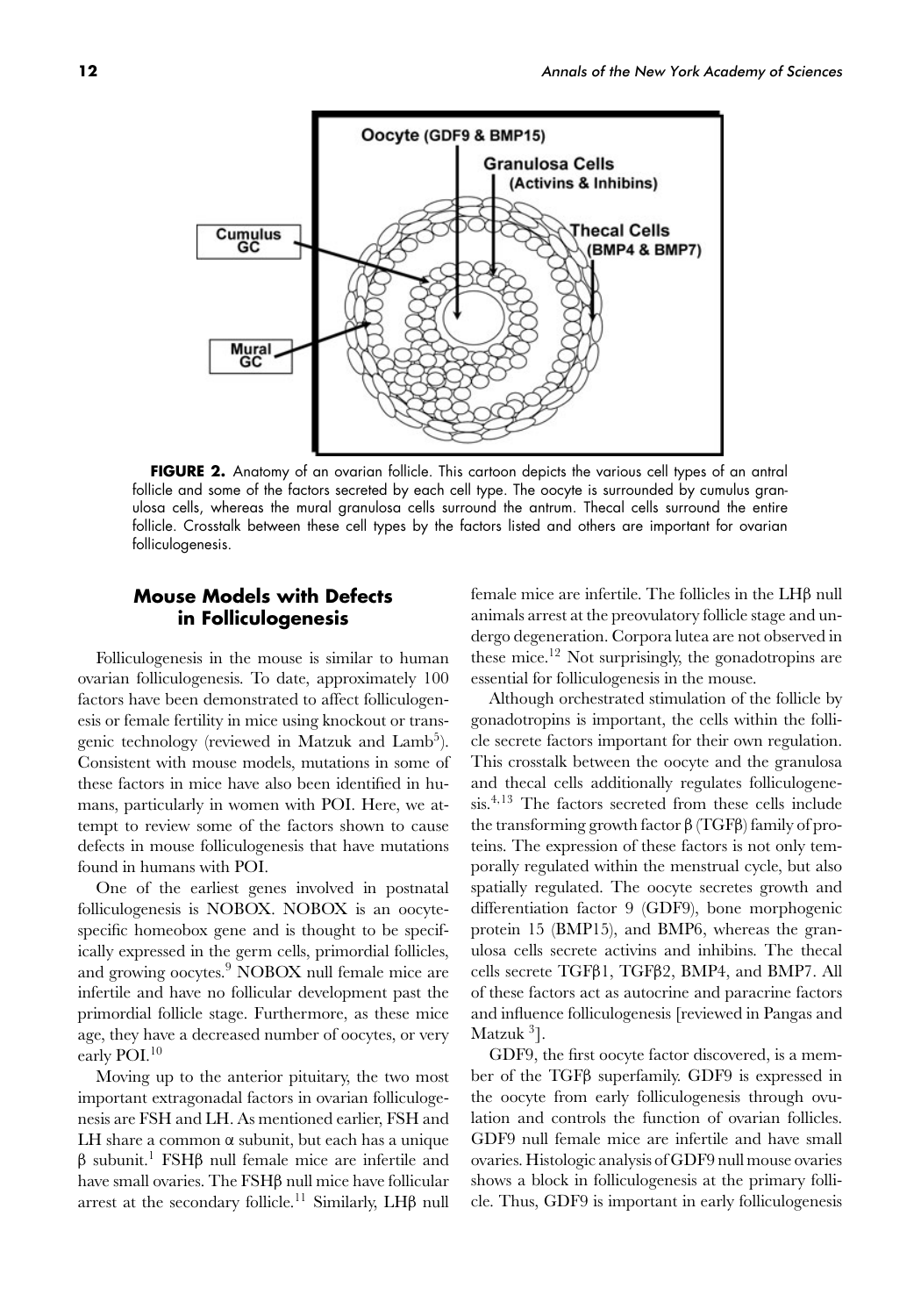**FIGURE 2.** Anatomy of an ovarian follicle. This cartoon depicts the various cell types of an antral follicle and some of the factors secreted by each cell type. The oocyte is surrounded by cumulus granulosa cells, whereas the mural granulosa cells surround the antrum. Thecal cells surround the entire follicle. Crosstalk between these cell types by the factors listed and others are important for ovarian folliculogenesis.

## Mouse Models with Defects in Folliculogenesis

Folliculogenesis in the mouse is similar to human ovarian folliculogenesis. To date, approximately 100 factors have been demonstrated to affect folliculogenesis or female fertility in mice using knockout or transgenic technology (reviewed in Matzuk and Lamb[5]). Consistent with mouse models, mutations in some of these factors in mice have also been identified in humans, particularly in women with POI. Here, we attempt to review some of the factors shown to cause defects in mouse folliculogenesis that have mutations found in humans with POI.

One of the earliest genes involved in postnatal folliculogenesis is NOBOX. NOBOX is an oocyte-specific homeobox gene and is thought to be specifically expressed in the germ cells, primordial follicles, and growing oocytes.[9] NOBOX null female mice are infertile and have no follicular development past the primordial follicle stage. Furthermore, as these mice age, they have a decreased number of oocytes, or very early POI.[10]

Moving up to the anterior pituitary, the two most important extragonadal factors in ovarian folliculogenesis are FSH and LH. As mentioned earlier, FSH and LH share a common $\alpha$ subunit, but each has a unique $\beta$ subunit.[1] FSH$\beta$ null female mice are infertile and have small ovaries. The FSH$\beta$ null mice have follicular arrest at the secondary follicle.[11] Similarly, LH$\beta$ null female mice are infertile. The follicles in the LH$\beta$ null animals arrest at the preovulatory follicle stage and undergo degeneration. Corpora lutea are not observed in these mice.[12] Not surprisingly, the gonadotropins are essential for folliculogenesis in the mouse.

Although orchestrated stimulation of the follicle by gonadotropins is important, the cells within the follicle secrete factors important for their own regulation. This crosstalk between the oocyte and the granulosa and thecal cells additionally regulates folliculogenesis.[4,13] The factors secreted from these cells include the transforming growth factor $\beta$ (TGF$\beta$) family of proteins. The expression of these factors is not only temporally regulated within the menstrual cycle, but also spatially regulated. The oocyte secretes growth and differentiation factor 9 (GDF9), bone morphogenic protein 15 (BMP15), and BMP6, whereas the granulosa cells secrete activins and inhibins. The thecal cells secrete TGF$\beta$1, TGF$\beta$2, BMP4, and BMP7. All of these factors act as autocrine and paracrine factors and influence folliculogenesis [reviewed in Pangas and Matzuk [3]].

GDF9, the first oocyte factor discovered, is a member of the TGF$\beta$ superfamily. GDF9 is expressed in the oocyte from early folliculogenesis through ovulation and controls the function of ovarian follicles. GDF9 null female mice are infertile and have small ovaries. Histologic analysis of GDF9 null mouse ovaries shows a block in folliculogenesis at the primary follicle. Thus, GDF9 is important in early folliculogenesis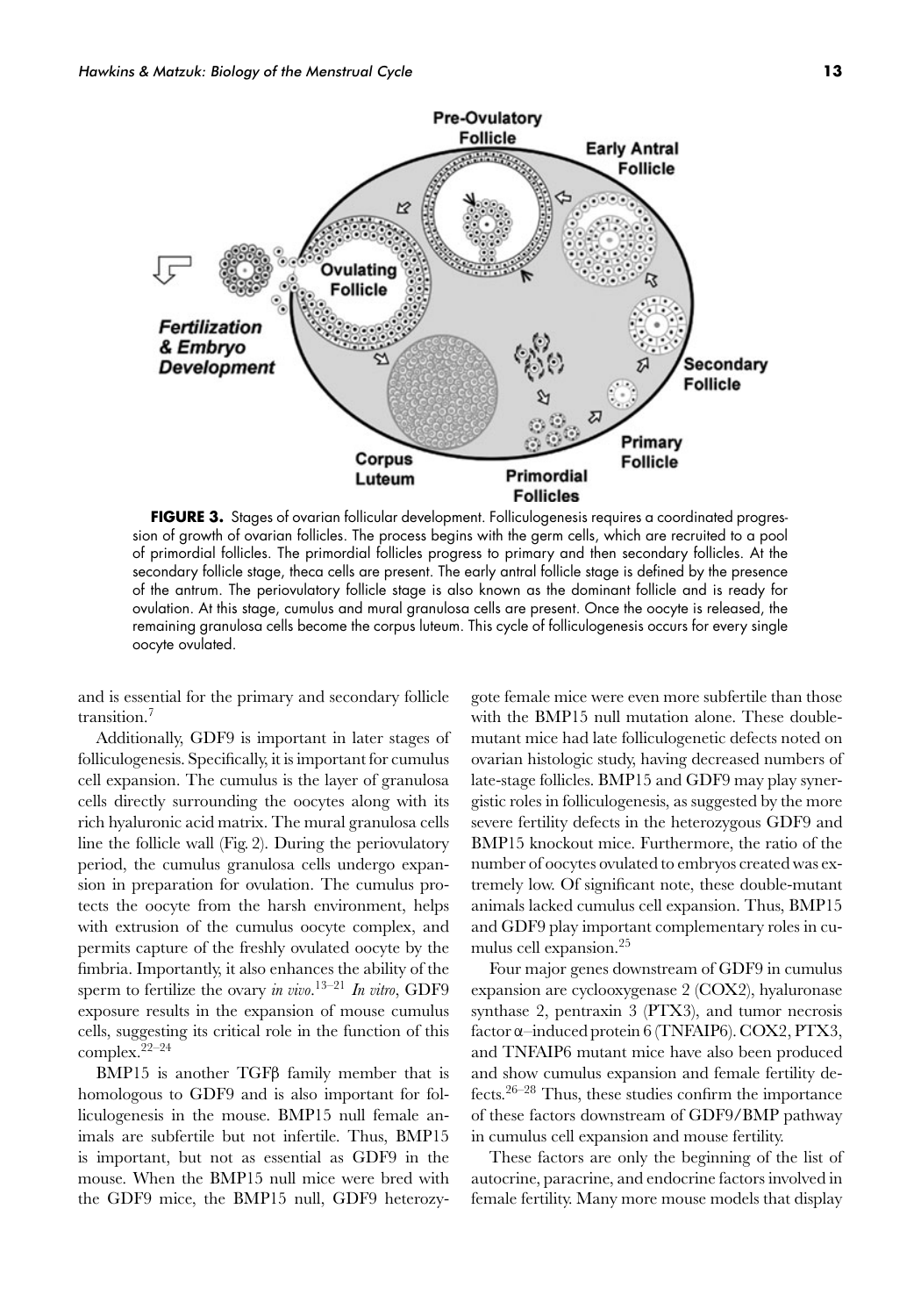**FIGURE 3.** Stages of ovarian follicular development. Folliculogenesis requires a coordinated progression of growth of ovarian follicles. The process begins with the germ cells, which are recruited to a pool of primordial follicles. The primordial follicles progress to primary and then secondary follicles. At the secondary follicle stage, theca cells are present. The early antral follicle stage is defined by the presence of the antrum. The periovulatory follicle stage is also known as the dominant follicle and is ready for ovulation. At this stage, cumulus and mural granulosa cells are present. Once the oocyte is released, the remaining granulosa cells become the corpus luteum. This cycle of folliculogenesis occurs for every single oocyte ovulated.

and is essential for the primary and secondary follicle transition.[7]

Additionally, GDF9 is important in later stages of folliculogenesis. Specifically, it is important for cumulus cell expansion. The cumulus is the layer of granulosa cells directly surrounding the oocytes along with its rich hyaluronic acid matrix. The mural granulosa cells line the follicle wall (Fig. 2). During the periovulatory period, the cumulus granulosa cells undergo expansion in preparation for ovulation. The cumulus protects the oocyte from the harsh environment, helps with extrusion of the cumulus oocyte complex, and permits capture of the freshly ovulated oocyte by the fimbria. Importantly, it also enhances the ability of the sperm to fertilize the ovary *in vivo*.[13–21] *In vitro*, GDF9 exposure results in the expansion of mouse cumulus cells, suggesting its critical role in the function of this complex.[22–24]

BMP15 is another TGFβ family member that is homologous to GDF9 and is also important for folliculogenesis in the mouse. BMP15 null female animals are subfertile but not infertile. Thus, BMP15 is important, but not as essential as GDF9 in the mouse. When the BMP15 null mice were bred with the GDF9 mice, the BMP15 null, GDF9 heterozygote female mice were even more subfertile than those with the BMP15 null mutation alone. These double-mutant mice had late folliculogenetic defects noted on ovarian histologic study, having decreased numbers of late-stage follicles. BMP15 and GDF9 may play synergistic roles in folliculogenesis, as suggested by the more severe fertility defects in the heterozygous GDF9 and BMP15 knockout mice. Furthermore, the ratio of the number of oocytes ovulated to embryos created was extremely low. Of significant note, these double-mutant animals lacked cumulus cell expansion. Thus, BMP15 and GDF9 play important complementary roles in cumulus cell expansion.[25]

Four major genes downstream of GDF9 in cumulus expansion are cyclooxygenase 2 (COX2), hyaluronase synthase 2, pentraxin 3 (PTX3), and tumor necrosis factor α–induced protein 6 (TNFAIP6). COX2, PTX3, and TNFAIP6 mutant mice have also been produced and show cumulus expansion and female fertility defects.[26–28] Thus, these studies confirm the importance of these factors downstream of GDF9/BMP pathway in cumulus cell expansion and mouse fertility.

These factors are only the beginning of the list of autocrine, paracrine, and endocrine factors involved in female fertility. Many more mouse models that display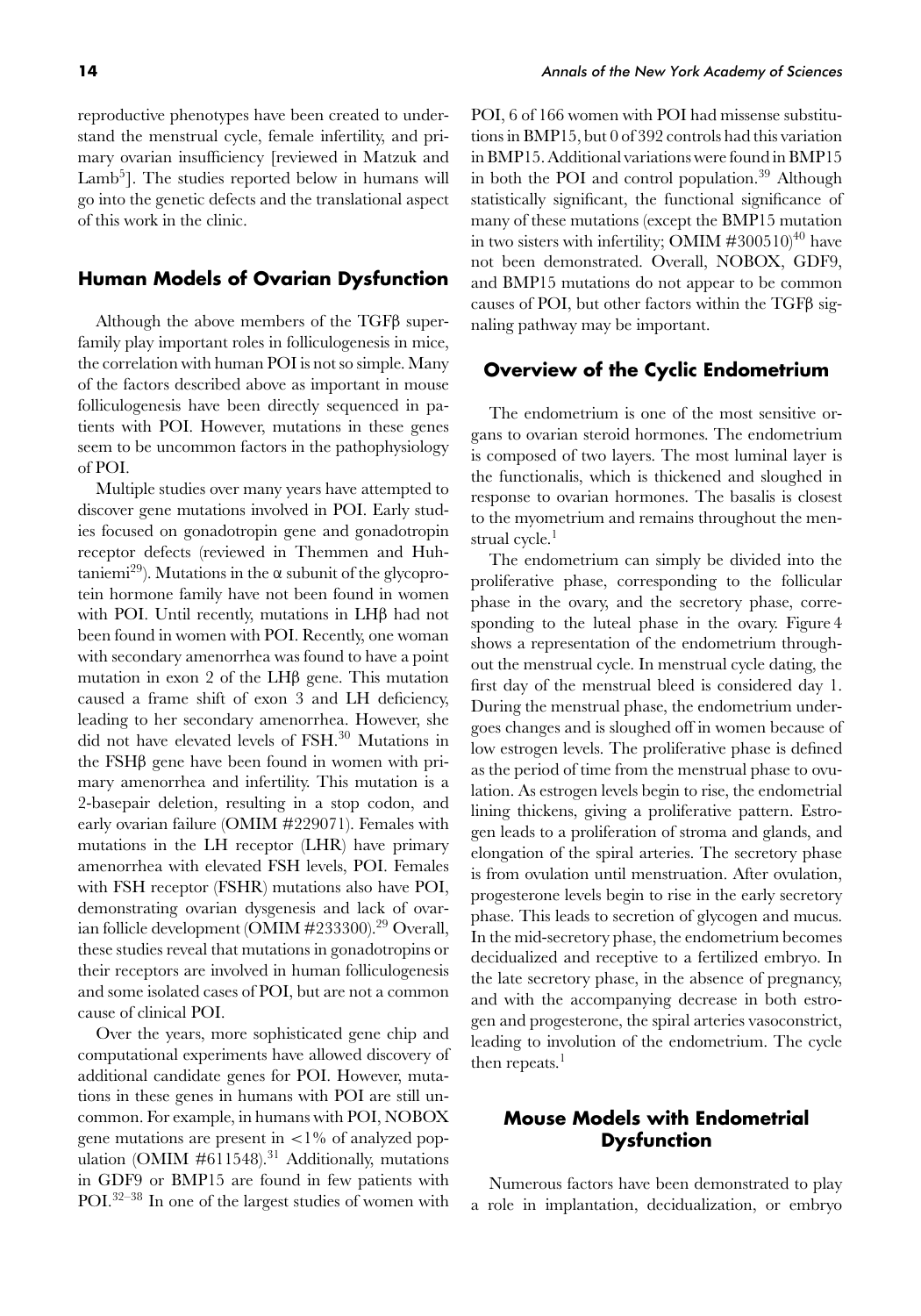reproductive phenotypes have been created to understand the menstrual cycle, female infertility, and primary ovarian insufficiency [reviewed in Matzuk and Lamb[5]]. The studies reported below in humans will go into the genetic defects and the translational aspect of this work in the clinic.

## Human Models of Ovarian Dysfunction

Although the above members of the TGFβ superfamily play important roles in folliculogenesis in mice, the correlation with human POI is not so simple. Many of the factors described above as important in mouse folliculogenesis have been directly sequenced in patients with POI. However, mutations in these genes seem to be uncommon factors in the pathophysiology of POI.

Multiple studies over many years have attempted to discover gene mutations involved in POI. Early studies focused on gonadotropin gene and gonadotropin receptor defects (reviewed in Themmen and Huhtaniemi[29]). Mutations in the α subunit of the glycoprotein hormone family have not been found in women with POI. Until recently, mutations in LHβ had not been found in women with POI. Recently, one woman with secondary amenorrhea was found to have a point mutation in exon 2 of the LHβ gene. This mutation caused a frame shift of exon 3 and LH deficiency, leading to her secondary amenorrhea. However, she did not have elevated levels of FSH.[30] Mutations in the FSHβ gene have been found in women with primary amenorrhea and infertility. This mutation is a 2-basepair deletion, resulting in a stop codon, and early ovarian failure (OMIM #229071). Females with mutations in the LH receptor (LHR) have primary amenorrhea with elevated FSH levels, POI. Females with FSH receptor (FSHR) mutations also have POI, demonstrating ovarian dysgenesis and lack of ovarian follicle development (OMIM #233300).[29] Overall, these studies reveal that mutations in gonadotropins or their receptors are involved in human folliculogenesis and some isolated cases of POI, but are not a common cause of clinical POI.

Over the years, more sophisticated gene chip and computational experiments have allowed discovery of additional candidate genes for POI. However, mutations in these genes in humans with POI are still uncommon. For example, in humans with POI, NOBOX gene mutations are present in $<1\%$ of analyzed population (OMIM #611548).[31] Additionally, mutations in GDF9 or BMP15 are found in few patients with POI.[32–38] In one of the largest studies of women with POI, 6 of 166 women with POI had missense substitutions in BMP15, but 0 of 392 controls had this variation in BMP15. Additional variations were found in BMP15 in both the POI and control population.[39] Although statistically significant, the functional significance of many of these mutations (except the BMP15 mutation in two sisters with infertility; OMIM #300510)[40] have not been demonstrated. Overall, NOBOX, GDF9, and BMP15 mutations do not appear to be common causes of POI, but other factors within the TGFβ signaling pathway may be important.

## Overview of the Cyclic Endometrium

The endometrium is one of the most sensitive organs to ovarian steroid hormones. The endometrium is composed of two layers. The most luminal layer is the functionalis, which is thickened and sloughed in response to ovarian hormones. The basalis is closest to the myometrium and remains throughout the menstrual cycle.[1]

The endometrium can simply be divided into the proliferative phase, corresponding to the follicular phase in the ovary, and the secretory phase, corresponding to the luteal phase in the ovary. Figure 4 shows a representation of the endometrium throughout the menstrual cycle. In menstrual cycle dating, the first day of the menstrual bleed is considered day 1. During the menstrual phase, the endometrium undergoes changes and is sloughed off in women because of low estrogen levels. The proliferative phase is defined as the period of time from the menstrual phase to ovulation. As estrogen levels begin to rise, the endometrial lining thickens, giving a proliferative pattern. Estrogen leads to a proliferation of stroma and glands, and elongation of the spiral arteries. The secretory phase is from ovulation until menstruation. After ovulation, progesterone levels begin to rise in the early secretory phase. This leads to secretion of glycogen and mucus. In the mid-secretory phase, the endometrium becomes decidualized and receptive to a fertilized embryo. In the late secretory phase, in the absence of pregnancy, and with the accompanying decrease in both estrogen and progesterone, the spiral arteries vasoconstrict, leading to involution of the endometrium. The cycle then repeats.[1]

## Mouse Models with Endometrial Dysfunction

Numerous factors have been demonstrated to play a role in implantation, decidualization, or embryo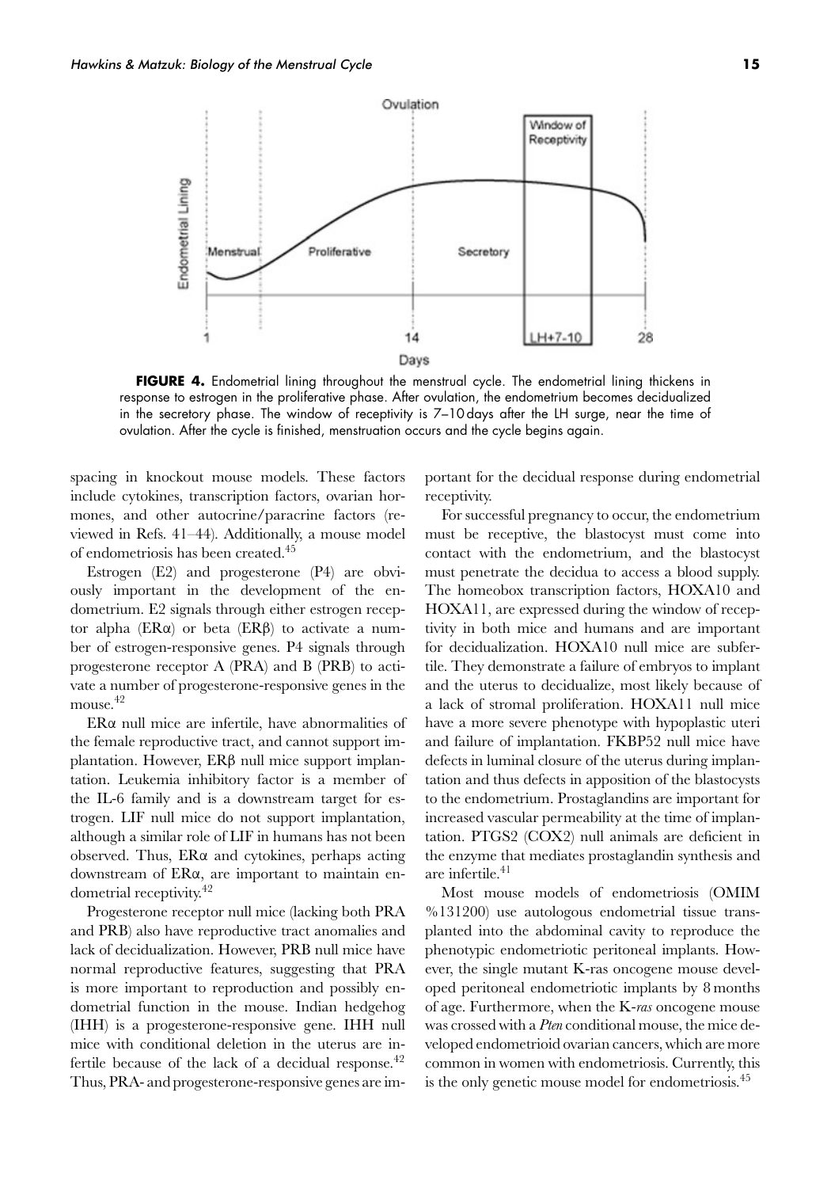**FIGURE 4.** Endometrial lining throughout the menstrual cycle. The endometrial lining thickens in response to estrogen in the proliferative phase. After ovulation, the endometrium becomes decidualized in the secretory phase. The window of receptivity is 7–10 days after the LH surge, near the time of ovulation. After the cycle is finished, menstruation occurs and the cycle begins again.

spacing in knockout mouse models. These factors include cytokines, transcription factors, ovarian hormones, and other autocrine/paracrine factors (reviewed in Refs. 41–44). Additionally, a mouse model of endometriosis has been created.[45]

Estrogen (E2) and progesterone (P4) are obviously important in the development of the endometrium. E2 signals through either estrogen receptor alpha (ERα) or beta (ERβ) to activate a number of estrogen-responsive genes. P4 signals through progesterone receptor A (PRA) and B (PRB) to activate a number of progesterone-responsive genes in the mouse.[42]

ERα null mice are infertile, have abnormalities of the female reproductive tract, and cannot support implantation. However, ERβ null mice support implantation. Leukemia inhibitory factor is a member of the IL-6 family and is a downstream target for estrogen. LIF null mice do not support implantation, although a similar role of LIF in humans has not been observed. Thus, ERα and cytokines, perhaps acting downstream of ERα, are important to maintain endometrial receptivity.[42]

Progesterone receptor null mice (lacking both PRA and PRB) also have reproductive tract anomalies and lack of decidualization. However, PRB null mice have normal reproductive features, suggesting that PRA is more important to reproduction and possibly endometrial function in the mouse. Indian hedgehog (IHH) is a progesterone-responsive gene. IHH null mice with conditional deletion in the uterus are infertile because of the lack of a decidual response.[42] Thus, PRA- and progesterone-responsive genes are important for the decidual response during endometrial receptivity.

For successful pregnancy to occur, the endometrium must be receptive, the blastocyst must come into contact with the endometrium, and the blastocyst must penetrate the decidua to access a blood supply. The homeobox transcription factors, HOXA10 and HOXA11, are expressed during the window of receptivity in both mice and humans and are important for decidualization. HOXA10 null mice are subfertile. They demonstrate a failure of embryos to implant and the uterus to decidualize, most likely because of a lack of stromal proliferation. HOXA11 null mice have a more severe phenotype with hypoplastic uteri and failure of implantation. FKBP52 null mice have defects in luminal closure of the uterus during implantation and thus defects in apposition of the blastocysts to the endometrium. Prostaglandins are important for increased vascular permeability at the time of implantation. PTGS2 (COX2) null animals are deficient in the enzyme that mediates prostaglandin synthesis and are infertile.[41]

Most mouse models of endometriosis (OMIM %131200) use autologous endometrial tissue transplanted into the abdominal cavity to reproduce the phenotypic endometriotic peritoneal implants. However, the single mutant K-ras oncogene mouse developed peritoneal endometriotic implants by 8 months of age. Furthermore, when the K-*ras* oncogene mouse was crossed with a *Pten* conditional mouse, the mice developed endometrioid ovarian cancers, which are more common in women with endometriosis. Currently, this is the only genetic mouse model for endometriosis.[45]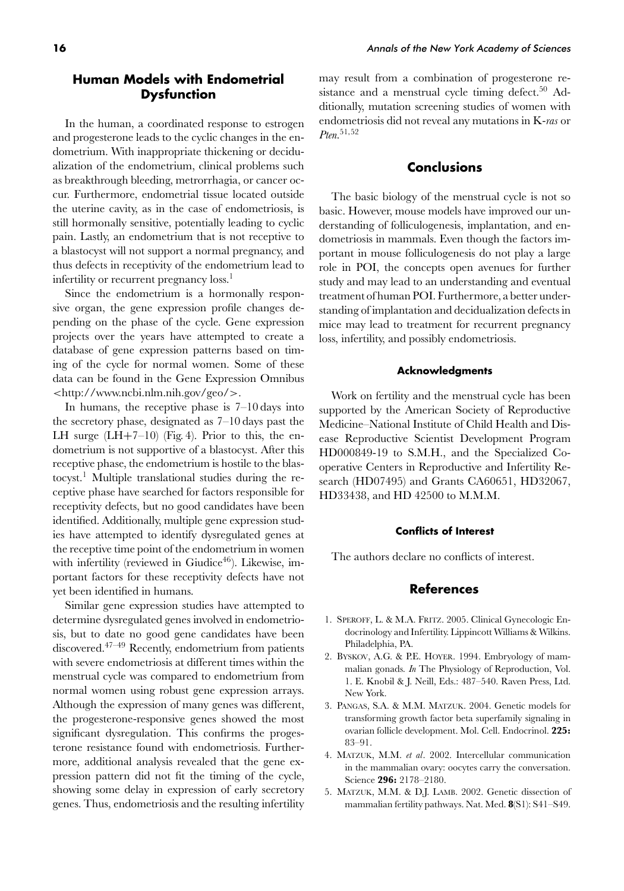## Human Models with Endometrial Dysfunction

In the human, a coordinated response to estrogen and progesterone leads to the cyclic changes in the endometrium. With inappropriate thickening or decidualization of the endometrium, clinical problems such as breakthrough bleeding, metrorrhagia, or cancer occur. Furthermore, endometrial tissue located outside the uterine cavity, as in the case of endometriosis, is still hormonally sensitive, potentially leading to cyclic pain. Lastly, an endometrium that is not receptive to a blastocyst will not support a normal pregnancy, and thus defects in receptivity of the endometrium lead to infertility or recurrent pregnancy loss.[1]

Since the endometrium is a hormonally responsive organ, the gene expression profile changes depending on the phase of the cycle. Gene expression projects over the years have attempted to create a database of gene expression patterns based on timing of the cycle for normal women. Some of these data can be found in the Gene Expression Omnibus <http://www.ncbi.nlm.nih.gov/geo/>.

In humans, the receptive phase is 7–10 days into the secretory phase, designated as 7–10 days past the LH surge (LH+7–10) (Fig. 4). Prior to this, the endometrium is not supportive of a blastocyst. After this receptive phase, the endometrium is hostile to the blastocyst.[1] Multiple translational studies during the receptive phase have searched for factors responsible for receptivity defects, but no good candidates have been identified. Additionally, multiple gene expression studies have attempted to identify dysregulated genes at the receptive time point of the endometrium in women with infertility (reviewed in Giudice[46]). Likewise, important factors for these receptivity defects have not yet been identified in humans.

Similar gene expression studies have attempted to determine dysregulated genes involved in endometriosis, but to date no good gene candidates have been discovered.[47–49] Recently, endometrium from patients with severe endometriosis at different times within the menstrual cycle was compared to endometrium from normal women using robust gene expression arrays. Although the expression of many genes was different, the progesterone-responsive genes showed the most significant dysregulation. This confirms the progesterone resistance found with endometriosis. Furthermore, additional analysis revealed that the gene expression pattern did not fit the timing of the cycle, showing some delay in expression of early secretory genes. Thus, endometriosis and the resulting infertility may result from a combination of progesterone resistance and a menstrual cycle timing defect.[50] Additionally, mutation screening studies of women with endometriosis did not reveal any mutations in K-*ras* or *Pten*.[51,52]

## Conclusions

The basic biology of the menstrual cycle is not so basic. However, mouse models have improved our understanding of folliculogenesis, implantation, and endometriosis in mammals. Even though the factors important in mouse folliculogenesis do not play a large role in POI, the concepts open avenues for further study and may lead to an understanding and eventual treatment of human POI. Furthermore, a better understanding of implantation and decidualization defects in mice may lead to treatment for recurrent pregnancy loss, infertility, and possibly endometriosis.

### Acknowledgments

Work on fertility and the menstrual cycle has been supported by the American Society of Reproductive Medicine–National Institute of Child Health and Disease Reproductive Scientist Development Program HD000849-19 to S.M.H., and the Specialized Cooperative Centers in Reproductive and Infertility Research (HD07495) and Grants CA60651, HD32067, HD33438, and HD 42500 to M.M.M.

### Conflicts of Interest

The authors declare no conflicts of interest.

## References

1. Speroff, L. & M.A. Fritz. 2005. Clinical Gynecologic Endocrinology and Infertility. Lippincott Williams & Wilkins. Philadelphia, PA.
2. Byskov, A.G. & P.E. Hoyer. 1994. Embryology of mammalian gonads. *In* The Physiology of Reproduction, Vol. 1. E. Knobil & J. Neill, Eds.: 487–540. Raven Press, Ltd. New York.
3. Pangas, S.A. & M.M. Matzuk. 2004. Genetic models for transforming growth factor beta superfamily signaling in ovarian follicle development. Mol. Cell. Endocrinol. **225:** 83–91.
4. Matzuk, M.M. *et al*. 2002. Intercellular communication in the mammalian ovary: oocytes carry the conversation. Science **296:** 2178–2180.
5. Matzuk, M.M. & D.J. Lamb. 2002. Genetic dissection of mammalian fertility pathways. Nat. Med. **8**(S1): S41–S49.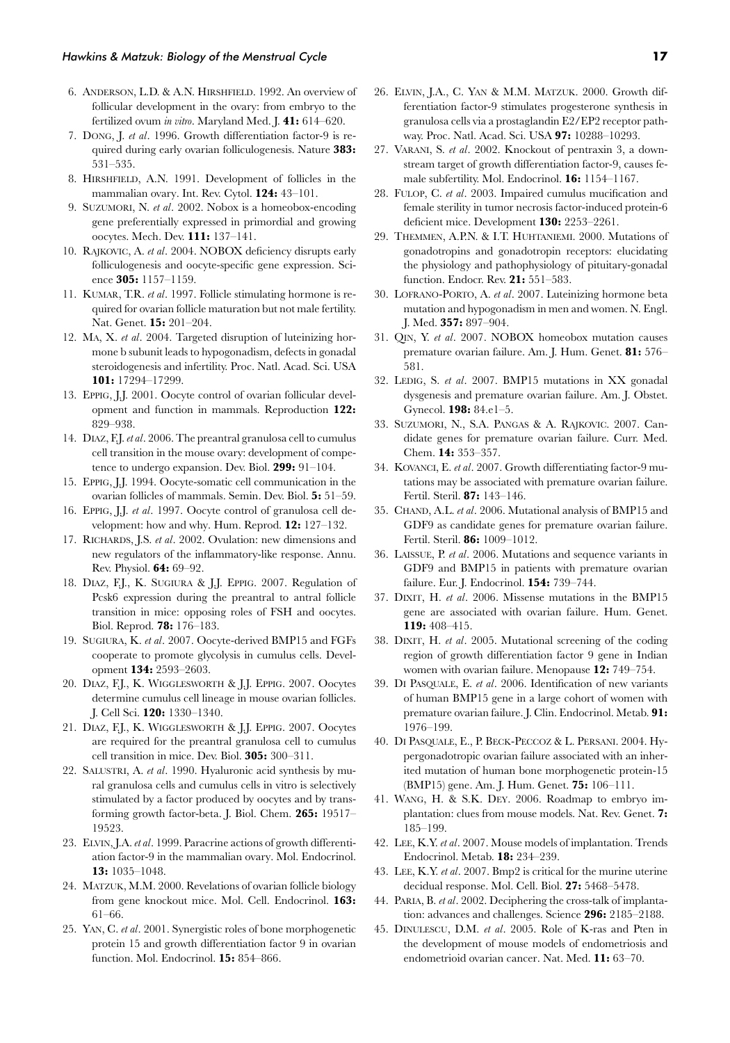6. ANDERSON, L.D. & A.N. HIRSHFIELD. 1992. An overview of follicular development in the ovary: from embryo to the fertilized ovum *in vitro*. Maryland Med. J. **41:** 614–620.
7. DONG, J. *et al*. 1996. Growth differentiation factor-9 is required during early ovarian folliculogenesis. Nature **383:** 531–535.
8. HIRSHFIELD, A.N. 1991. Development of follicles in the mammalian ovary. Int. Rev. Cytol. **124:** 43–101.
9. SUZUMORI, N. *et al*. 2002. Nobox is a homeobox-encoding gene preferentially expressed in primordial and growing oocytes. Mech. Dev. **111:** 137–141.
10. RAJKOVIC, A. *et al*. 2004. NOBOX deficiency disrupts early folliculogenesis and oocyte-specific gene expression. Science **305:** 1157–1159.
11. KUMAR, T.R. *et al*. 1997. Follicle stimulating hormone is required for ovarian follicle maturation but not male fertility. Nat. Genet. **15:** 201–204.
12. MA, X. *et al*. 2004. Targeted disruption of luteinizing hormone b subunit leads to hypogonadism, defects in gonadal steroidogenesis and infertility. Proc. Natl. Acad. Sci. USA **101:** 17294–17299.
13. EPPIG, J.J. 2001. Oocyte control of ovarian follicular development and function in mammals. Reproduction **122:** 829–938.
14. DIAZ, F.J. *et al*. 2006. The preantral granulosa cell to cumulus cell transition in the mouse ovary: development of competence to undergo expansion. Dev. Biol. **299:** 91–104.
15. EPPIG, J.J. 1994. Oocyte-somatic cell communication in the ovarian follicles of mammals. Semin. Dev. Biol. **5:** 51–59.
16. EPPIG, J.J. *et al*. 1997. Oocyte control of granulosa cell development: how and why. Hum. Reprod. **12:** 127–132.
17. RICHARDS, J.S. *et al*. 2002. Ovulation: new dimensions and new regulators of the inflammatory-like response. Annu. Rev. Physiol. **64:** 69–92.
18. DIAZ, F.J., K. SUGIURA & J.J. EPPIG. 2007. Regulation of Pcsk6 expression during the preantral to antral follicle transition in mice: opposing roles of FSH and oocytes. Biol. Reprod. **78:** 176–183.
19. SUGIURA, K. *et al*. 2007. Oocyte-derived BMP15 and FGFs cooperate to promote glycolysis in cumulus cells. Development **134:** 2593–2603.
20. DIAZ, F.J., K. WIGGLESWORTH & J.J. EPPIG. 2007. Oocytes determine cumulus cell lineage in mouse ovarian follicles. J. Cell Sci. **120:** 1330–1340.
21. DIAZ, F.J., K. WIGGLESWORTH & J.J. EPPIG. 2007. Oocytes are required for the preantral granulosa cell to cumulus cell transition in mice. Dev. Biol. **305:** 300–311.
22. SALUSTRI, A. *et al*. 1990. Hyaluronic acid synthesis by mural granulosa cells and cumulus cells in vitro is selectively stimulated by a factor produced by oocytes and by transforming growth factor-beta. J. Biol. Chem. **265:** 19517–19523.
23. ELVIN, J.A. *et al*. 1999. Paracrine actions of growth differentiation factor-9 in the mammalian ovary. Mol. Endocrinol. **13:** 1035–1048.
24. MATZUK, M.M. 2000. Revelations of ovarian follicle biology from gene knockout mice. Mol. Cell. Endocrinol. **163:** 61–66.
25. YAN, C. *et al*. 2001. Synergistic roles of bone morphogenetic protein 15 and growth differentiation factor 9 in ovarian function. Mol. Endocrinol. **15:** 854–866.
26. ELVIN, J.A., C. YAN & M.M. MATZUK. 2000. Growth differentiation factor-9 stimulates progesterone synthesis in granulosa cells via a prostaglandin E2/EP2 receptor pathway. Proc. Natl. Acad. Sci. USA **97:** 10288–10293.
27. VARANI, S. *et al*. 2002. Knockout of pentraxin 3, a downstream target of growth differentiation factor-9, causes female subfertility. Mol. Endocrinol. **16:** 1154–1167.
28. FULOP, C. *et al*. 2003. Impaired cumulus mucification and female sterility in tumor necrosis factor-induced protein-6 deficient mice. Development **130:** 2253–2261.
29. THEMMEN, A.P.N. & I.T. HUHTANIEMI. 2000. Mutations of gonadotropins and gonadotropin receptors: elucidating the physiology and pathophysiology of pituitary-gonadal function. Endocr. Rev. **21:** 551–583.
30. LOFRANO-PORTO, A. *et al*. 2007. Luteinizing hormone beta mutation and hypogonadism in men and women. N. Engl. J. Med. **357:** 897–904.
31. QIN, Y. *et al*. 2007. NOBOX homeobox mutation causes premature ovarian failure. Am. J. Hum. Genet. **81:** 576–581.
32. LEDIG, S. *et al*. 2007. BMP15 mutations in XX gonadal dysgenesis and premature ovarian failure. Am. J. Obstet. Gynecol. **198:** 84.e1–5.
33. SUZUMORI, N., S.A. PANGAS & A. RAJKOVIC. 2007. Candidate genes for premature ovarian failure. Curr. Med. Chem. **14:** 353–357.
34. KOVANCI, E. *et al*. 2007. Growth differentiating factor-9 mutations may be associated with premature ovarian failure. Fertil. Steril. **87:** 143–146.
35. CHAND, A.L. *et al*. 2006. Mutational analysis of BMP15 and GDF9 as candidate genes for premature ovarian failure. Fertil. Steril. **86:** 1009–1012.
36. LAISSUE, P. *et al*. 2006. Mutations and sequence variants in GDF9 and BMP15 in patients with premature ovarian failure. Eur. J. Endocrinol. **154:** 739–744.
37. DIXIT, H. *et al*. 2006. Missense mutations in the BMP15 gene are associated with ovarian failure. Hum. Genet. **119:** 408–415.
38. DIXIT, H. *et al*. 2005. Mutational screening of the coding region of growth differentiation factor 9 gene in Indian women with ovarian failure. Menopause **12:** 749–754.
39. DI PASQUALE, E. *et al*. 2006. Identification of new variants of human BMP15 gene in a large cohort of women with premature ovarian failure. J. Clin. Endocrinol. Metab. **91:** 1976–199.
40. DI PASQUALE, E., P. BECK-PECCOZ & L. PERSANI. 2004. Hypergonadotropic ovarian failure associated with an inherited mutation of human bone morphogenetic protein-15 (BMP15) gene. Am. J. Hum. Genet. **75:** 106–111.
41. WANG, H. & S.K. DEY. 2006. Roadmap to embryo implantation: clues from mouse models. Nat. Rev. Genet. **7:** 185–199.
42. LEE, K.Y. *et al*. 2007. Mouse models of implantation. Trends Endocrinol. Metab. **18:** 234–239.
43. LEE, K.Y. *et al*. 2007. Bmp2 is critical for the murine uterine decidual response. Mol. Cell. Biol. **27:** 5468–5478.
44. PARIA, B. *et al*. 2002. Deciphering the cross-talk of implantation: advances and challenges. Science **296:** 2185–2188.
45. DINULESCU, D.M. *et al*. 2005. Role of K-ras and Pten in the development of mouse models of endometriosis and endometrioid ovarian cancer. Nat. Med. **11:** 63–70.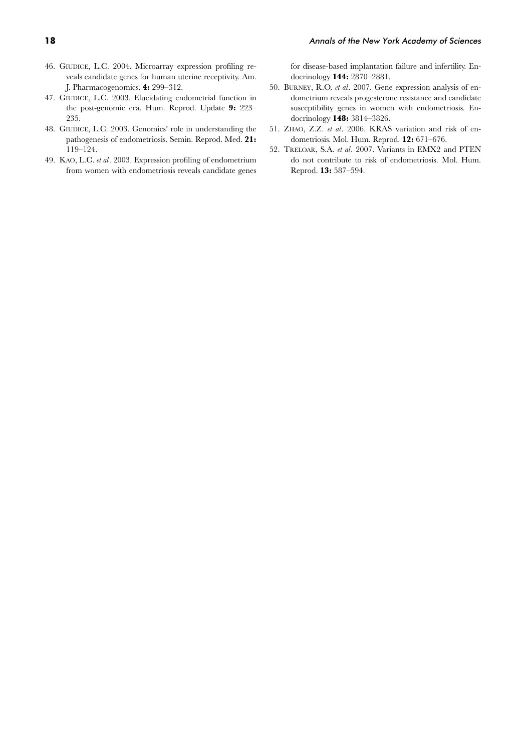46. GIUDICE, L.C. 2004. Microarray expression profiling reveals candidate genes for human uterine receptivity. Am. J. Pharmacogenomics. **4:** 299–312.
47. GIUDICE, L.C. 2003. Elucidating endometrial function in the post-genomic era. Hum. Reprod. Update **9:** 223–235.
48. GIUDICE, L.C. 2003. Genomics' role in understanding the pathogenesis of endometriosis. Semin. Reprod. Med. **21:** 119–124.
49. KAO, L.C. *et al*. 2003. Expression profiling of endometrium from women with endometriosis reveals candidate genes for disease-based implantation failure and infertility. Endocrinology **144:** 2870–2881.
50. BURNEY, R.O. *et al*. 2007. Gene expression analysis of endometrium reveals progesterone resistance and candidate susceptibility genes in women with endometriosis. Endocrinology **148:** 3814–3826.
51. ZHAO, Z.Z. *et al*. 2006. KRAS variation and risk of endometriosis. Mol. Hum. Reprod. **12:** 671–676.
52. TRELOAR, S.A. *et al*. 2007. Variants in EMX2 and PTEN do not contribute to risk of endometriosis. Mol. Hum. Reprod. **13:** 587–594.